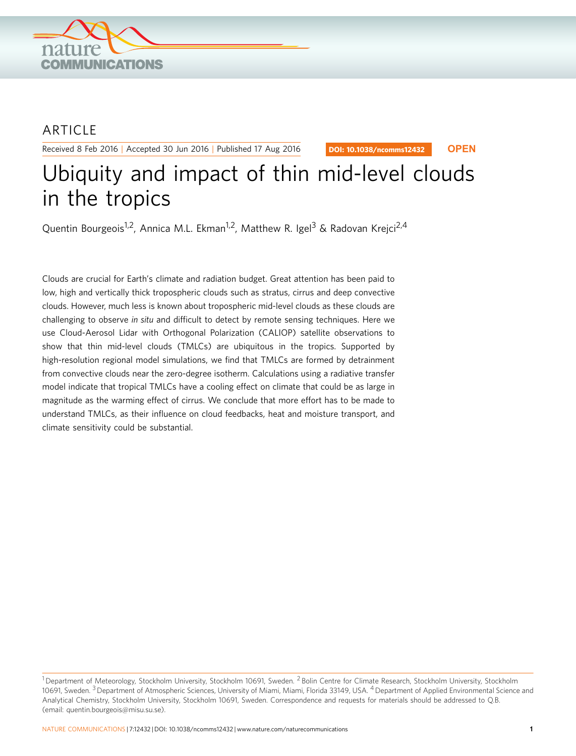ARTICLE

Received 8 Feb 2016 | Accepted 30 Jun 2016 | Published 17 Aug 2016

DOI: 10.1038/ncomms12432 **OPEN**

# Ubiquity and impact of thin mid-level clouds in the tropics

Quentin Bourgeois[1,2], Annica M.L. Ekman[1,2], Matthew R. Igel[3] & Radovan Krejci[2,4]

Clouds are crucial for Earth's climate and radiation budget. Great attention has been paid to low, high and vertically thick tropospheric clouds such as stratus, cirrus and deep convective clouds. However, much less is known about tropospheric mid-level clouds as these clouds are challenging to observe *in situ* and difficult to detect by remote sensing techniques. Here we use Cloud-Aerosol Lidar with Orthogonal Polarization (CALIOP) satellite observations to show that thin mid-level clouds (TMLCs) are ubiquitous in the tropics. Supported by high-resolution regional model simulations, we find that TMLCs are formed by detrainment from convective clouds near the zero-degree isotherm. Calculations using a radiative transfer model indicate that tropical TMLCs have a cooling effect on climate that could be as large in magnitude as the warming effect of cirrus. We conclude that more effort has to be made to understand TMLCs, as their influence on cloud feedbacks, heat and moisture transport, and climate sensitivity could be substantial.

[1] Department of Meteorology, Stockholm University, Stockholm 10691, Sweden. [2] Bolin Centre for Climate Research, Stockholm University, Stockholm 10691, Sweden. [3] Department of Atmospheric Sciences, University of Miami, Miami, Florida 33149, USA. [4] Department of Applied Environmental Science and Analytical Chemistry, Stockholm University, Stockholm 10691, Sweden. Correspondence and requests for materials should be addressed to Q.B. (email: quentin.bourgeois@misu.su.se).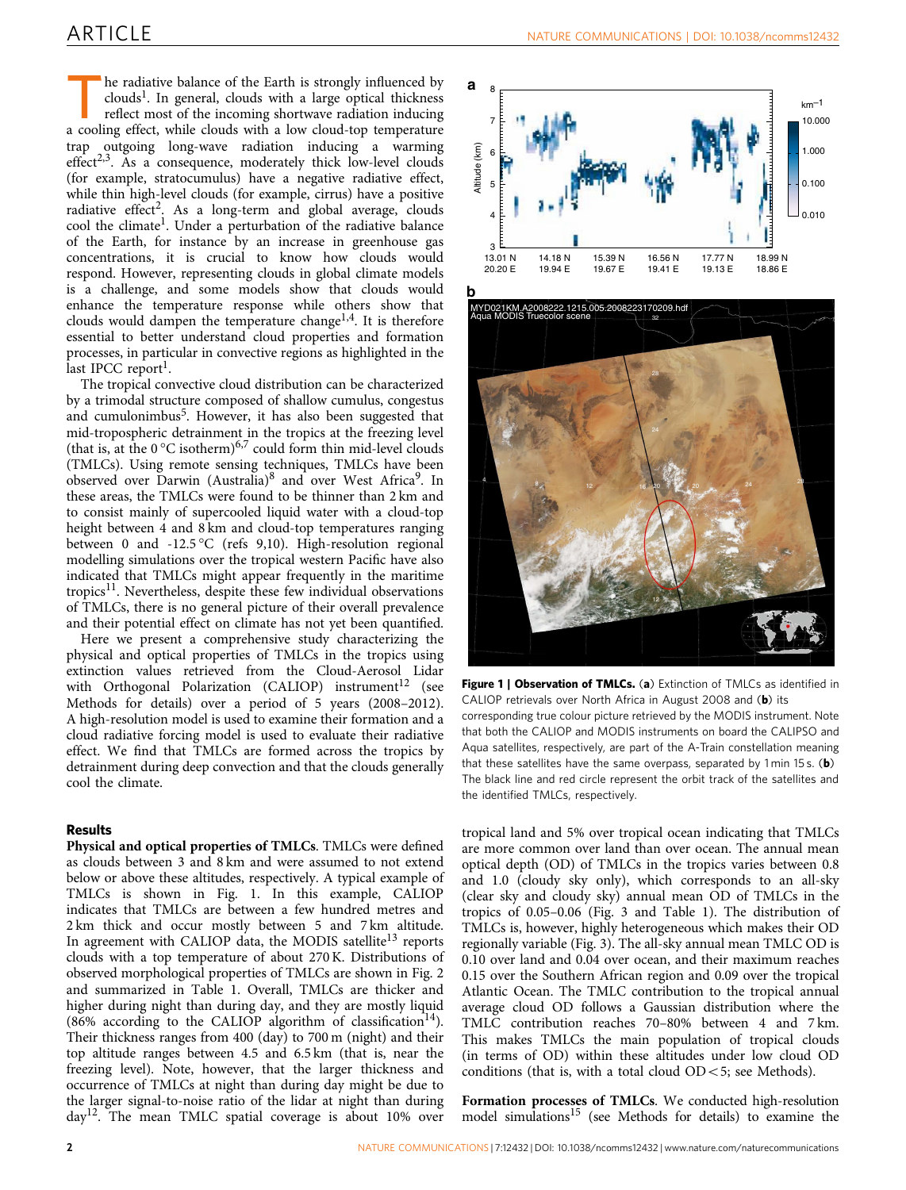The radiative balance of the Earth is strongly influenced by clouds[1]. In general, clouds with a large optical thickness reflect most of the incoming shortwave radiation inducing a cooling effect, while clouds with a low cloud-top temperature trap outgoing long-wave radiation inducing a warming effect[2,3]. As a consequence, moderately thick low-level clouds (for example, stratocumulus) have a negative radiative effect, while thin high-level clouds (for example, cirrus) have a positive radiative effect[2]. As a long-term and global average, clouds cool the climate[1]. Under a perturbation of the radiative balance of the Earth, for instance by an increase in greenhouse gas concentrations, it is crucial to know how clouds would respond. However, representing clouds in global climate models is a challenge, and some models show that clouds would enhance the temperature response while others show that clouds would dampen the temperature change[1,4]. It is therefore essential to better understand cloud properties and formation processes, in particular in convective regions as highlighted in the last IPCC report[1].

The tropical convective cloud distribution can be characterized by a trimodal structure composed of shallow cumulus, congestus and cumulonimbus[5]. However, it has also been suggested that mid-tropospheric detrainment in the tropics at the freezing level (that is, at the 0 °C isotherm)[6,7] could form thin mid-level clouds (TMLCs). Using remote sensing techniques, TMLCs have been observed over Darwin (Australia)[8] and over West Africa[9]. In these areas, the TMLCs were found to be thinner than 2 km and to consist mainly of supercooled liquid water with a cloud-top height between 4 and 8 km and cloud-top temperatures ranging between 0 and -12.5 °C (refs 9,10). High-resolution regional modelling simulations over the tropical western Pacific have also indicated that TMLCs might appear frequently in the maritime tropics[11]. Nevertheless, despite these few individual observations of TMLCs, there is no general picture of their overall prevalence and their potential effect on climate has not yet been quantified.

Here we present a comprehensive study characterizing the physical and optical properties of TMLCs in the tropics using extinction values retrieved from the Cloud-Aerosol Lidar with Orthogonal Polarization (CALIOP) instrument[12] (see Methods for details) over a period of 5 years (2008–2012). A high-resolution model is used to examine their formation and a cloud radiative forcing model is used to evaluate their radiative effect. We find that TMLCs are formed across the tropics by detrainment during deep convection and that the clouds generally cool the climate.

**Figure 1 | Observation of TMLCs.** (**a**) Extinction of TMLCs as identified in CALIOP retrievals over North Africa in August 2008 and (**b**) its corresponding true colour picture retrieved by the MODIS instrument. Note that both the CALIOP and MODIS instruments on board the CALIPSO and Aqua satellites, respectively, are part of the A-Train constellation meaning that these satellites have the same overpass, separated by 1 min 15 s. (**b**) The black line and red circle represent the orbit track of the satellites and the identified TMLCs, respectively.

## Results

**Physical and optical properties of TMLCs**. TMLCs were defined as clouds between 3 and 8 km and were assumed to not extend below or above these altitudes, respectively. A typical example of TMLCs is shown in Fig. 1. In this example, CALIOP indicates that TMLCs are between a few hundred metres and 2 km thick and occur mostly between 5 and 7 km altitude. In agreement with CALIOP data, the MODIS satellite[13] reports clouds with a top temperature of about 270 K. Distributions of observed morphological properties of TMLCs are shown in Fig. 2 and summarized in Table 1. Overall, TMLCs are thicker and higher during night than during day, and they are mostly liquid (86% according to the CALIOP algorithm of classification[14]). Their thickness ranges from 400 (day) to 700 m (night) and their top altitude ranges between 4.5 and 6.5 km (that is, near the freezing level). Note, however, that the larger thickness and occurrence of TMLCs at night than during day might be due to the larger signal-to-noise ratio of the lidar at night than during day[12]. The mean TMLC spatial coverage is about 10% over tropical land and 5% over tropical ocean indicating that TMLCs are more common over land than over ocean. The annual mean optical depth (OD) of TMLCs in the tropics varies between 0.8 and 1.0 (cloudy sky only), which corresponds to an all-sky (clear sky and cloudy sky) annual mean OD of TMLCs in the tropics of 0.05–0.06 (Fig. 3 and Table 1). The distribution of TMLCs is, however, highly heterogeneous which makes their OD regionally variable (Fig. 3). The all-sky annual mean TMLC OD is 0.10 over land and 0.04 over ocean, and their maximum reaches 0.15 over the Southern African region and 0.09 over the tropical Atlantic Ocean. The TMLC contribution to the tropical annual average cloud OD follows a Gaussian distribution where the TMLC contribution reaches 70–80% between 4 and 7 km. This makes TMLCs the main population of tropical clouds (in terms of OD) within these altitudes under low cloud OD conditions (that is, with a total cloud OD < 5; see Methods).

**Formation processes of TMLCs**. We conducted high-resolution model simulations[15] (see Methods for details) to examine the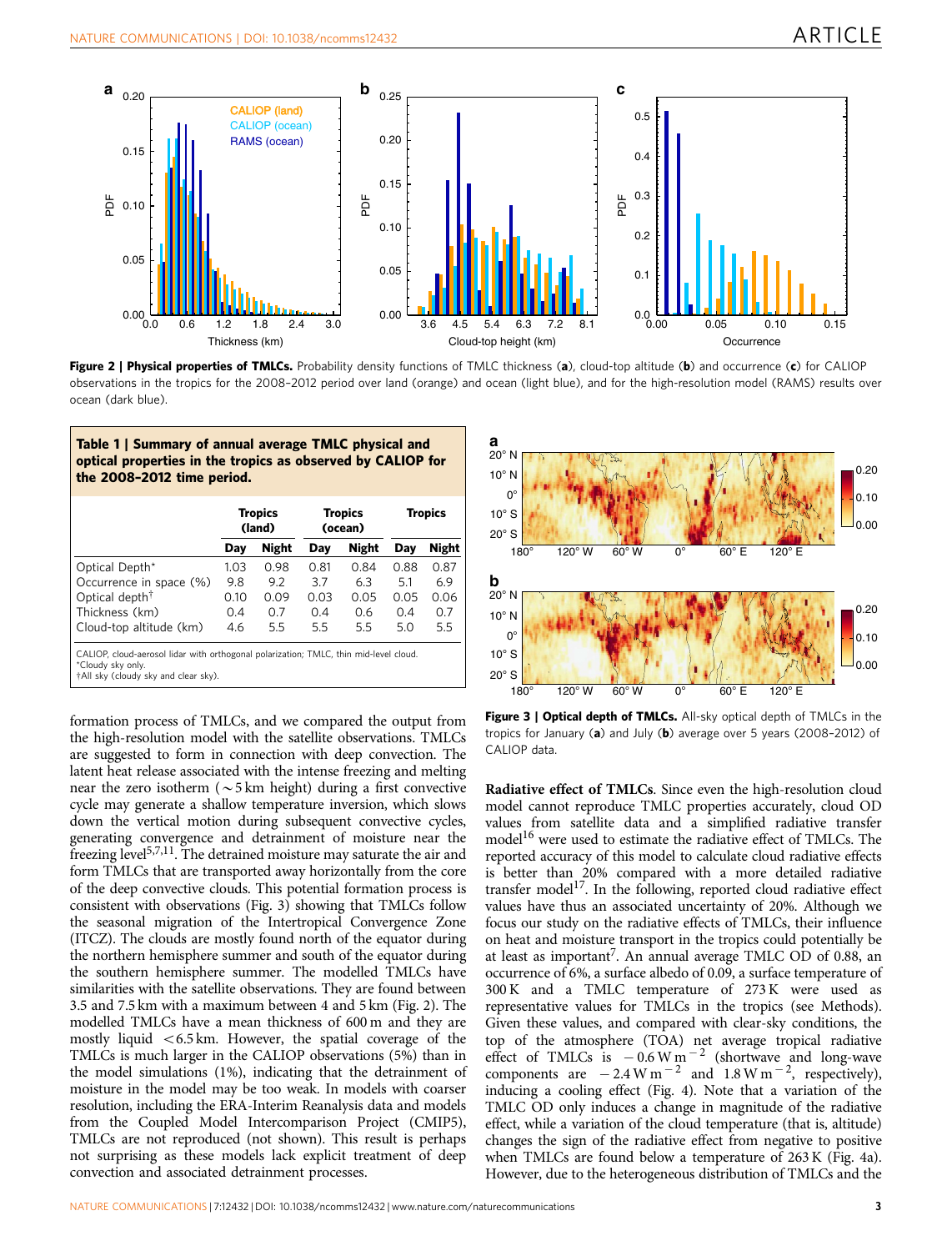**Figure 2 | Physical properties of TMLCs.** Probability density functions of TMLC thickness (**a**), cloud-top altitude (**b**) and occurrence (**c**) for CALIOP observations in the tropics for the 2008–2012 period over land (orange) and ocean (light blue), and for the high-resolution model (RAMS) results over ocean (dark blue).

**Table 1 | Summary of annual average TMLC physical and optical properties in the tropics as observed by CALIOP for the 2008–2012 time period.**

| | Tropics (land) | | Tropics (ocean) | | Tropics | |
|---|---|---|---|---|---|---|
| | Day | Night | Day | Night | Day | Night |
| Optical Depth* | 1.03 | 0.98 | 0.81 | 0.84 | 0.88 | 0.87 |
| Occurrence in space (%) | 9.8 | 9.2 | 3.7 | 6.3 | 5.1 | 6.9 |
| Optical depth† | 0.10 | 0.09 | 0.03 | 0.05 | 0.05 | 0.06 |
| Thickness (km) | 0.4 | 0.7 | 0.4 | 0.6 | 0.4 | 0.7 |
| Cloud-top altitude (km) | 4.6 | 5.5 | 5.5 | 5.5 | 5.0 | 5.5 |

CALIOP, cloud-aerosol lidar with orthogonal polarization; TMLC, thin mid-level cloud.
*Cloudy sky only.
†All sky (cloudy sky and clear sky).

formation process of TMLCs, and we compared the output from the high-resolution model with the satellite observations. TMLCs are suggested to form in connection with deep convection. The latent heat release associated with the intense freezing and melting near the zero isotherm (~5 km height) during a first convective cycle may generate a shallow temperature inversion, which slows down the vertical motion during subsequent convective cycles, generating convergence and detrainment of moisture near the freezing level[5,7,11]. The detrained moisture may saturate the air and form TMLCs that are transported away horizontally from the core of the deep convective clouds. This potential formation process is consistent with observations (Fig. 3) showing that TMLCs follow the seasonal migration of the Intertropical Convergence Zone (ITCZ). The clouds are mostly found north of the equator during the northern hemisphere summer and south of the equator during the southern hemisphere summer. The modelled TMLCs have similarities with the satellite observations. They are found between 3.5 and 7.5 km with a maximum between 4 and 5 km (Fig. 2). The modelled TMLCs have a mean thickness of 600 m and they are mostly liquid <6.5 km. However, the spatial coverage of the TMLCs is much larger in the CALIOP observations (5%) than in the model simulations (1%), indicating that the detrainment of moisture in the model may be too weak. In models with coarser resolution, including the ERA-Interim Reanalysis data and models from the Coupled Model Intercomparison Project (CMIP5), TMLCs are not reproduced (not shown). This result is perhaps not surprising as these models lack explicit treatment of deep convection and associated detrainment processes.

**Figure 3 | Optical depth of TMLCs.** All-sky optical depth of TMLCs in the tropics for January (**a**) and July (**b**) average over 5 years (2008–2012) of CALIOP data.

**Radiative effect of TMLCs**. Since even the high-resolution cloud model cannot reproduce TMLC properties accurately, cloud OD values from satellite data and a simplified radiative transfer model[16] were used to estimate the radiative effect of TMLCs. The reported accuracy of this model to calculate cloud radiative effects is better than 20% compared with a more detailed radiative transfer model[17]. In the following, reported cloud radiative effect values have thus an associated uncertainty of 20%. Although we focus our study on the radiative effects of TMLCs, their influence on heat and moisture transport in the tropics could potentially be at least as important[7]. An annual average TMLC OD of 0.88, an occurrence of 6%, a surface albedo of 0.09, a surface temperature of 300 K and a TMLC temperature of 273 K were used as representative values for TMLCs in the tropics (see Methods). Given these values, and compared with clear-sky conditions, the top of the atmosphere (TOA) net average tropical radiative effect of TMLCs is $-0.6\,\mathrm{W\,m^{-2}}$ (shortwave and long-wave components are $-2.4\,\mathrm{W\,m^{-2}}$ and $1.8\,\mathrm{W\,m^{-2}}$, respectively), inducing a cooling effect (Fig. 4). Note that a variation of the TMLC OD only induces a change in magnitude of the radiative effect, while a variation of the cloud temperature (that is, altitude) changes the sign of the radiative effect from negative to positive when TMLCs are found below a temperature of 263 K (Fig. 4a). However, due to the heterogeneous distribution of TMLCs and the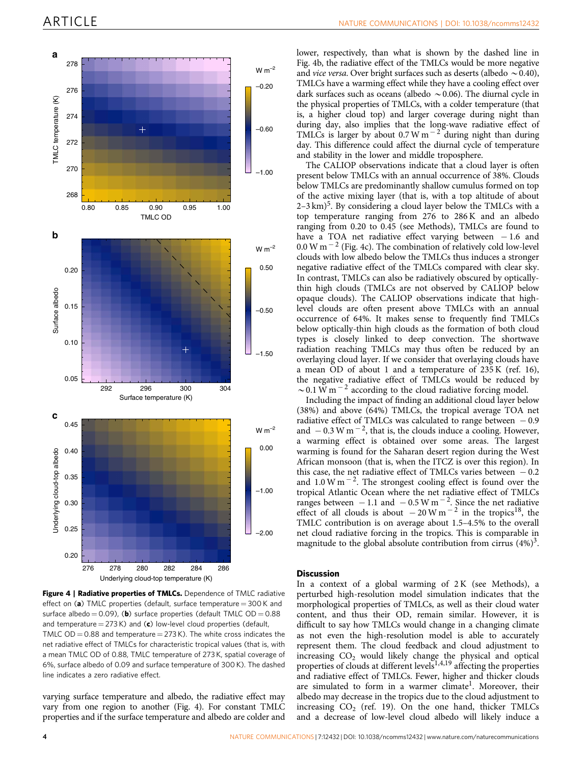Figure 4 | Radiative properties of TMLCs. Dependence of TMLC radiative effect on (**a**) TMLC properties (default, surface temperature = 300 K and surface albedo = 0.09), (**b**) surface properties (default TMLC OD = 0.88 and temperature = 273 K) and (**c**) low-level cloud properties (default, TMLC OD = 0.88 and temperature = 273 K). The white cross indicates the net radiative effect of TMLCs for characteristic tropical values (that is, with a mean TMLC OD of 0.88, TMLC temperature of 273 K, spatial coverage of 6%, surface albedo of 0.09 and surface temperature of 300 K). The dashed line indicates a zero radiative effect.

varying surface temperature and albedo, the radiative effect may vary from one region to another (Fig. 4). For constant TMLC properties and if the surface temperature and albedo are colder and lower, respectively, than what is shown by the dashed line in Fig. 4b, the radiative effect of the TMLCs would be more negative and *vice versa*. Over bright surfaces such as deserts (albedo ~0.40), TMLCs have a warming effect while they have a cooling effect over dark surfaces such as oceans (albedo ~0.06). The diurnal cycle in the physical properties of TMLCs, with a colder temperature (that is, a higher cloud top) and larger coverage during night than during day, also implies that the long-wave radiative effect of TMLCs is larger by about 0.7 W m$^{-2}$ during night than during day. This difference could affect the diurnal cycle of temperature and stability in the lower and middle troposphere.

The CALIOP observations indicate that a cloud layer is often present below TMLCs with an annual occurrence of 38%. Clouds below TMLCs are predominantly shallow cumulus formed on top of the active mixing layer (that is, with a top altitude of about 2–3 km)[5]. By considering a cloud layer below the TMLCs with a top temperature ranging from 276 to 286 K and an albedo ranging from 0.20 to 0.45 (see Methods), TMLCs are found to have a TOA net radiative effect varying between −1.6 and 0.0 W m$^{-2}$ (Fig. 4c). The combination of relatively cold low-level clouds with low albedo below the TMLCs thus induces a stronger negative radiative effect of the TMLCs compared with clear sky. In contrast, TMLCs can also be radiatively obscured by optically-thin high clouds (TMLCs are not observed by CALIOP below opaque clouds). The CALIOP observations indicate that high-level clouds are often present above TMLCs with an annual occurrence of 64%. It makes sense to frequently find TMLCs below optically-thin high clouds as the formation of both cloud types is closely linked to deep convection. The shortwave radiation reaching TMLCs may thus often be reduced by an overlaying cloud layer. If we consider that overlaying clouds have a mean OD of about 1 and a temperature of 235 K (ref. 16), the negative radiative effect of TMLCs would be reduced by ~0.1 W m$^{-2}$ according to the cloud radiative forcing model.

Including the impact of finding an additional cloud layer below (38%) and above (64%) TMLCs, the tropical average TOA net radiative effect of TMLCs was calculated to range between −0.9 and −0.3 W m$^{-2}$, that is, the clouds induce a cooling. However, a warming effect is obtained over some areas. The largest warming is found for the Saharan desert region during the West African monsoon (that is, when the ITCZ is over this region). In this case, the net radiative effect of TMLCs varies between −0.2 and 1.0 W m$^{-2}$. The strongest cooling effect is found over the tropical Atlantic Ocean where the net radiative effect of TMLCs ranges between −1.1 and −0.5 W m$^{-2}$. Since the net radiative effect of all clouds is about −20 W m$^{-2}$ in the tropics[18], the TMLC contribution is on average about 1.5–4.5% to the overall net cloud radiative forcing in the tropics. This is comparable in magnitude to the global absolute contribution from cirrus (4%)[3].

## Discussion

In a context of a global warming of 2 K (see Methods), a perturbed high-resolution model simulation indicates that the morphological properties of TMLCs, as well as their cloud water content, and thus their OD, remain similar. However, it is difficult to say how TMLCs would change in a changing climate as not even the high-resolution model is able to accurately represent them. The cloud feedback and cloud adjustment to increasing $CO_2$ would likely change the physical and optical properties of clouds at different levels[1,4,19] affecting the properties and radiative effect of TMLCs. Fewer, higher and thicker clouds are simulated to form in a warmer climate[1]. Moreover, their albedo may decrease in the tropics due to the cloud adjustment to increasing $CO_2$ (ref. 19). On the one hand, thicker TMLCs and a decrease of low-level cloud albedo will likely induce a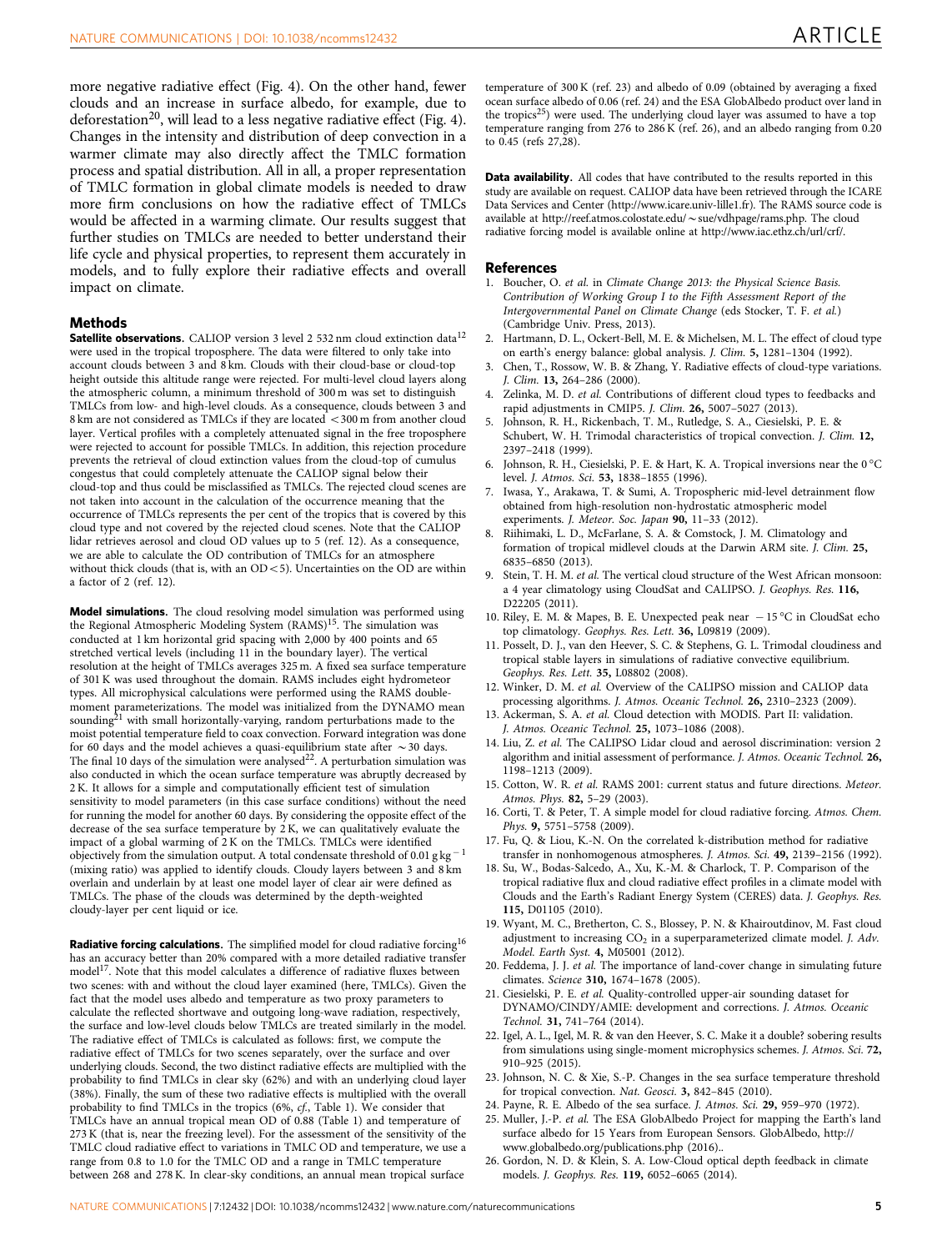more negative radiative effect (Fig. 4). On the other hand, fewer clouds and an increase in surface albedo, for example, due to deforestation[20], will lead to a less negative radiative effect (Fig. 4). Changes in the intensity and distribution of deep convection in a warmer climate may also directly affect the TMLC formation process and spatial distribution. All in all, a proper representation of TMLC formation in global climate models is needed to draw more firm conclusions on how the radiative effect of TMLCs would be affected in a warming climate. Our results suggest that further studies on TMLCs are needed to better understand their life cycle and physical properties, to represent them accurately in models, and to fully explore their radiative effects and overall impact on climate.

## Methods

**Satellite observations.** CALIOP version 3 level 2 532 nm cloud extinction data[12] were used in the tropical troposphere. The data were filtered to only take into account clouds between 3 and 8 km. Clouds with their cloud-base or cloud-top height outside this altitude range were rejected. For multi-level cloud layers along the atmospheric column, a minimum threshold of 300 m was set to distinguish TMLCs from low- and high-level clouds. As a consequence, clouds between 3 and 8 km are not considered as TMLCs if they are located <300 m from another cloud layer. Vertical profiles with a completely attenuated signal in the free troposphere were rejected to account for possible TMLCs. In addition, this rejection procedure prevents the retrieval of cloud extinction values from the cloud-top of cumulus congestus that could completely attenuate the CALIOP signal below their cloud-top and thus could be misclassified as TMLCs. The rejected cloud scenes are not taken into account in the calculation of the occurrence meaning that the occurrence of TMLCs represents the per cent of the tropics that is covered by this cloud type and not covered by the rejected cloud scenes. Note that the CALIOP lidar retrieves aerosol and cloud OD values up to 5 (ref. 12). As a consequence, we are able to calculate the OD contribution of TMLCs for an atmosphere without thick clouds (that is, with an OD<5). Uncertainties on the OD are within a factor of 2 (ref. 12).

**Model simulations.** The cloud resolving model simulation was performed using the Regional Atmospheric Modeling System (RAMS)[15]. The simulation was conducted at 1 km horizontal grid spacing with 2,000 by 400 points and 65 stretched vertical levels (including 11 in the boundary layer). The vertical resolution at the height of TMLCs averages 325 m. A fixed sea surface temperature of 301 K was used throughout the domain. RAMS includes eight hydrometeor types. All microphysical calculations were performed using the RAMS double-moment parameterizations. The model was initialized from the DYNAMO mean sounding[21] with small horizontally-varying, random perturbations made to the moist potential temperature field to coax convection. Forward integration was done for 60 days and the model achieves a quasi-equilibrium state after ~30 days. The final 10 days of the simulation were analysed[22]. A perturbation simulation was also conducted in which the ocean surface temperature was abruptly decreased by 2 K. It allows for a simple and computationally efficient test of simulation sensitivity to model parameters (in this case surface conditions) without the need for running the model for another 60 days. By considering the opposite effect of the decrease of the sea surface temperature by 2 K, we can qualitatively evaluate the impact of a global warming of 2 K on the TMLCs. TMLCs were identified objectively from the simulation output. A total condensate threshold of 0.01 g kg$^{-1}$ (mixing ratio) was applied to identify clouds. Cloudy layers between 3 and 8 km overlain and underlain by at least one model layer of clear air were defined as TMLCs. The phase of the clouds was determined by the depth-weighted cloudy-layer per cent liquid or ice.

**Radiative forcing calculations.** The simplified model for cloud radiative forcing[16] has an accuracy better than 20% compared with a more detailed radiative transfer model[17]. Note that this model calculates a difference of radiative fluxes between two scenes: with and without the cloud layer examined (here, TMLCs). Given the fact that the model uses albedo and temperature as two proxy parameters to calculate the reflected shortwave and outgoing long-wave radiation, respectively, the surface and low-level clouds below TMLCs are treated similarly in the model. The radiative effect of TMLCs is calculated as follows: first, we compute the radiative effect of TMLCs for two scenes separately, over the surface and over underlying clouds. Second, the two distinct radiative effects are multiplied with the probability to find TMLCs in clear sky (62%) and with an underlying cloud layer (38%). Finally, the sum of these two radiative effects is multiplied with the overall probability to find TMLCs in the tropics (6%, *cf.*, Table 1). We consider that TMLCs have an annual tropical mean OD of 0.88 (Table 1) and temperature of 273 K (that is, near the freezing level). For the assessment of the sensitivity of the TMLC cloud radiative effect to variations in TMLC OD and temperature, we use a range from 0.8 to 1.0 for the TMLC OD and a range in TMLC temperature between 268 and 278 K. In clear-sky conditions, an annual mean tropical surface temperature of 300 K (ref. 23) and albedo of 0.09 (obtained by averaging a fixed ocean surface albedo of 0.06 (ref. 24) and the ESA GlobAlbedo product over land in the tropics[25]) were used. The underlying cloud layer was assumed to have a top temperature ranging from 276 to 286 K (ref. 26), and an albedo ranging from 0.20 to 0.45 (refs 27,28).

**Data availability.** All codes that have contributed to the results reported in this study are available on request. CALIOP data have been retrieved through the ICARE Data Services and Center (http://www.icare.univ-lille1.fr). The RAMS source code is available at http://reef.atmos.colostate.edu/~sue/vdhpage/rams.php. The cloud radiative forcing model is available online at http://www.iac.ethz.ch/url/crf/.

## References

1. Boucher, O. *et al.* in *Climate Change 2013: the Physical Science Basis. Contribution of Working Group I to the Fifth Assessment Report of the Intergovernmental Panel on Climate Change* (eds Stocker, T. F. *et al.*) (Cambridge Univ. Press, 2013).
2. Hartmann, D. L., Ockert-Bell, M. E. & Michelsen, M. L. The effect of cloud type on earth's energy balance: global analysis. *J. Clim.* **5,** 1281–1304 (1992).
3. Chen, T., Rossow, W. B. & Zhang, Y. Radiative effects of cloud-type variations. *J. Clim.* **13,** 264–286 (2000).
4. Zelinka, M. D. *et al.* Contributions of different cloud types to feedbacks and rapid adjustments in CMIP5. *J. Clim.* **26,** 5007–5027 (2013).
5. Johnson, R. H., Rickenbach, T. M., Rutledge, S. A., Ciesielski, P. E. & Schubert, W. H. Trimodal characteristics of tropical convection. *J. Clim.* **12,** 2397–2418 (1999).
6. Johnson, R. H., Ciesielski, P. E. & Hart, K. A. Tropical inversions near the 0 °C level. *J. Atmos. Sci.* **53,** 1838–1855 (1996).
7. Iwasa, Y., Arakawa, T. & Sumi, A. Tropospheric mid-level detrainment flow obtained from high-resolution non-hydrostatic atmospheric model experiments. *J. Meteor. Soc. Japan* **90,** 11–33 (2012).
8. Riihimaki, L. D., McFarlane, S. A. & Comstock, J. M. Climatology and formation of tropical midlevel clouds at the Darwin ARM site. *J. Clim.* **25,** 6835–6850 (2013).
9. Stein, T. H. M. *et al.* The vertical cloud structure of the West African monsoon: a 4 year climatology using CloudSat and CALIPSO. *J. Geophys. Res.* **116,** D22205 (2011).
10. Riley, E. M. & Mapes, B. E. Unexpected peak near −15 °C in CloudSat echo top climatology. *Geophys. Res. Lett.* **36,** L09819 (2009).
11. Posselt, D. J., van den Heever, S. C. & Stephens, G. L. Trimodal cloudiness and tropical stable layers in simulations of radiative convective equilibrium. *Geophys. Res. Lett.* **35,** L08802 (2008).
12. Winker, D. M. *et al.* Overview of the CALIPSO mission and CALIOP data processing algorithms. *J. Atmos. Oceanic Technol.* **26,** 2310–2323 (2009).
13. Ackerman, S. A. *et al.* Cloud detection with MODIS. Part II: validation. *J. Atmos. Oceanic Technol.* **25,** 1073–1086 (2008).
14. Liu, Z. *et al.* The CALIPSO Lidar cloud and aerosol discrimination: version 2 algorithm and initial assessment of performance. *J. Atmos. Oceanic Technol.* **26,** 1198–1213 (2009).
15. Cotton, W. R. *et al.* RAMS 2001: current status and future directions. *Meteor. Atmos. Phys.* **82,** 5–29 (2003).
16. Corti, T. & Peter, T. A simple model for cloud radiative forcing. *Atmos. Chem. Phys.* **9,** 5751–5758 (2009).
17. Fu, Q. & Liou, K.-N. On the correlated k-distribution method for radiative transfer in nonhomogenous atmospheres. *J. Atmos. Sci.* **49,** 2139–2156 (1992).
18. Su, W., Bodas-Salcedo, A., Xu, K.-M. & Charlock, T. P. Comparison of the tropical radiative flux and cloud radiative effect profiles in a climate model with Clouds and the Earth's Radiant Energy System (CERES) data. *J. Geophys. Res.* **115,** D01105 (2010).
19. Wyant, M. C., Bretherton, C. S., Blossey, P. N. & Khairoutdinov, M. Fast cloud adjustment to increasing $CO_2$ in a superparameterized climate model. *J. Adv. Model. Earth Syst.* **4,** M05001 (2012).
20. Feddema, J. J. *et al.* The importance of land-cover change in simulating future climates. *Science* **310,** 1674–1678 (2005).
21. Ciesielski, P. E. *et al.* Quality-controlled upper-air sounding dataset for DYNAMO/CINDY/AMIE: development and corrections. *J. Atmos. Oceanic Technol.* **31,** 741–764 (2014).
22. Igel, A. L., Igel, M. R. & van den Heever, S. C. Make it a double? sobering results from simulations using single-moment microphysics schemes. *J. Atmos. Sci.* **72,** 910–925 (2015).
23. Johnson, N. C. & Xie, S.-P. Changes in the sea surface temperature threshold for tropical convection. *Nat. Geosci.* **3,** 842–845 (2010).
24. Payne, R. E. Albedo of the sea surface. *J. Atmos. Sci.* **29,** 959–970 (1972).
25. Muller, J.-P. *et al.* The ESA GlobAlbedo Project for mapping the Earth's land surface albedo for 15 Years from European Sensors. GlobAlbedo, http://www.globalbedo.org/publications.php (2016)..
26. Gordon, N. D. & Klein, S. A. Low-Cloud optical depth feedback in climate models. *J. Geophys. Res.* **119,** 6052–6065 (2014).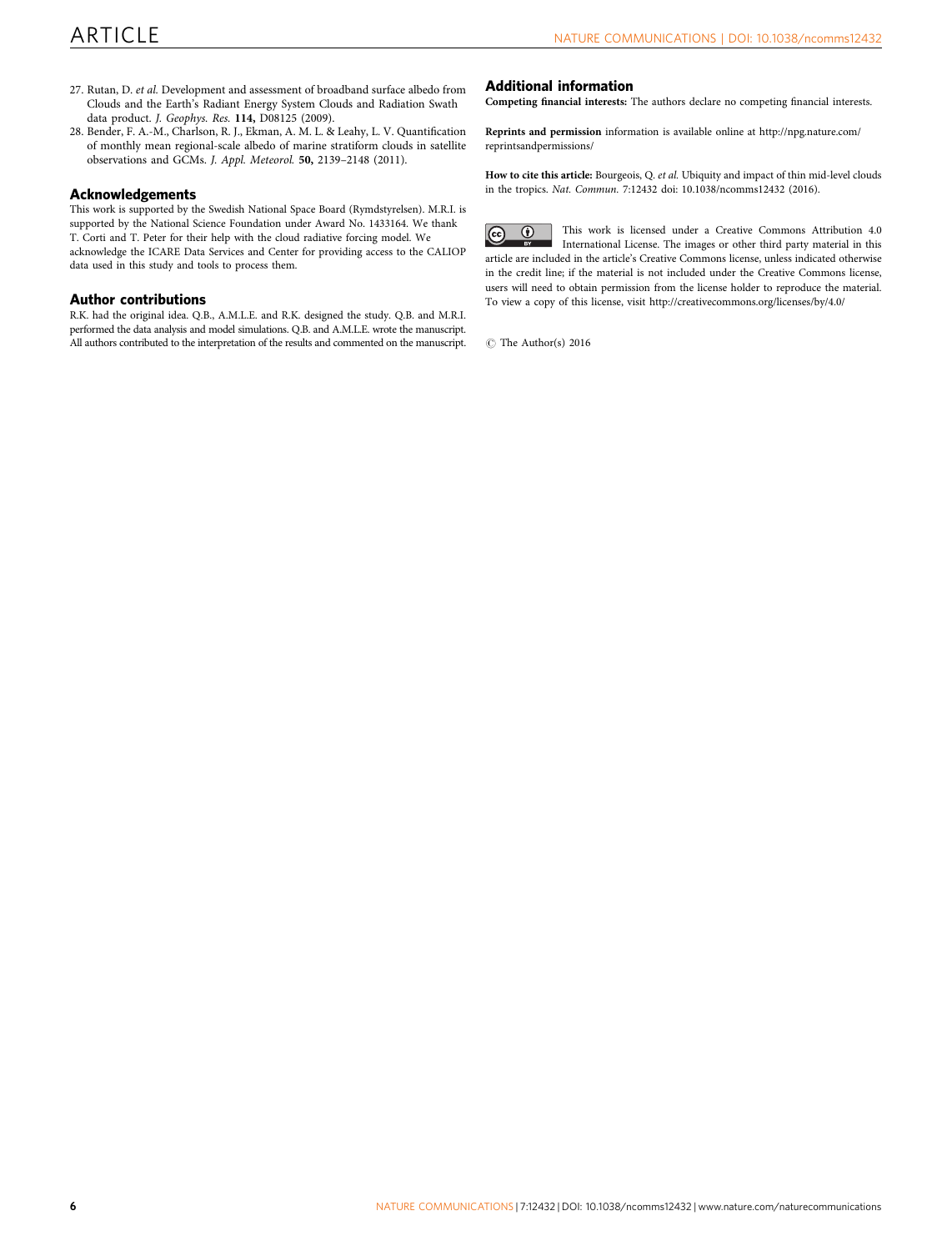27. Rutan, D. *et al.* Development and assessment of broadband surface albedo from Clouds and the Earth's Radiant Energy System Clouds and Radiation Swath data product. *J. Geophys. Res.* **114,** D08125 (2009).
28. Bender, F. A.-M., Charlson, R. J., Ekman, A. M. L. & Leahy, L. V. Quantification of monthly mean regional-scale albedo of marine stratiform clouds in satellite observations and GCMs. *J. Appl. Meteorol.* **50,** 2139–2148 (2011).

## Acknowledgements

This work is supported by the Swedish National Space Board (Rymdstyrelsen). M.R.I. is supported by the National Science Foundation under Award No. 1433164. We thank T. Corti and T. Peter for their help with the cloud radiative forcing model. We acknowledge the ICARE Data Services and Center for providing access to the CALIOP data used in this study and tools to process them.

## Author contributions

R.K. had the original idea. Q.B., A.M.L.E. and R.K. designed the study. Q.B. and M.R.I. performed the data analysis and model simulations. Q.B. and A.M.L.E. wrote the manuscript. All authors contributed to the interpretation of the results and commented on the manuscript.

## Additional information

**Competing financial interests:** The authors declare no competing financial interests.

**Reprints and permission** information is available online at http://npg.nature.com/reprintsandpermissions/

**How to cite this article:** Bourgeois, Q. *et al.* Ubiquity and impact of thin mid-level clouds in the tropics. *Nat. Commun.* 7:12432 doi: 10.1038/ncomms12432 (2016).

This work is licensed under a Creative Commons Attribution 4.0 International License. The images or other third party material in this article are included in the article's Creative Commons license, unless indicated otherwise in the credit line; if the material is not included under the Creative Commons license, users will need to obtain permission from the license holder to reproduce the material. To view a copy of this license, visit http://creativecommons.org/licenses/by/4.0/

© The Author(s) 2016